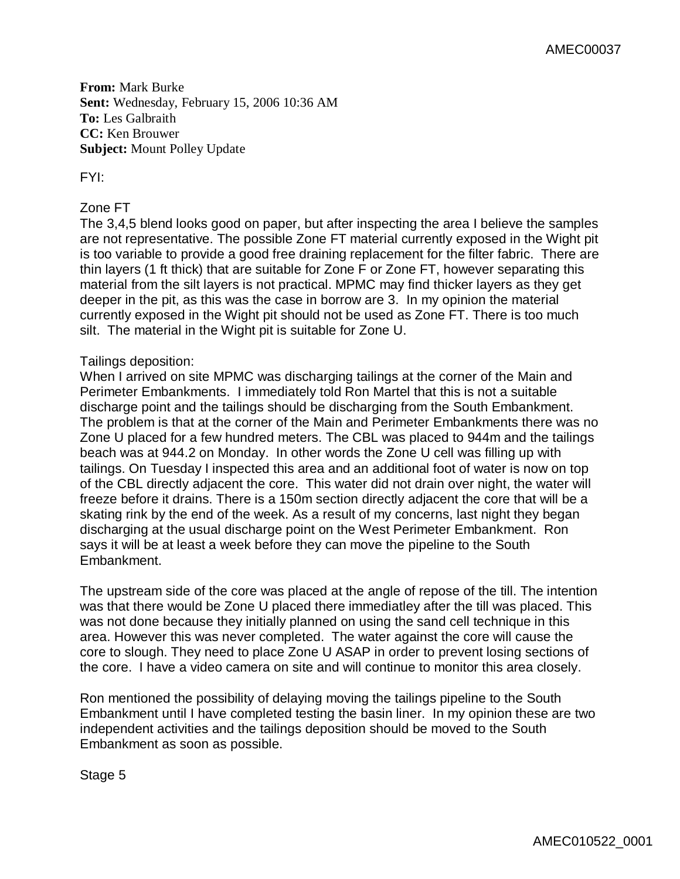**From:** Mark Burke
**Sent:** Wednesday, February 15, 2006 10:36 AM
**To:** Les Galbraith
**CC:** Ken Brouwer
**Subject:** Mount Polley Update

FYI:

Zone FT

The 3,4,5 blend looks good on paper, but after inspecting the area I believe the samples are not representative. The possible Zone FT material currently exposed in the Wight pit is too variable to provide a good free draining replacement for the filter fabric. There are thin layers (1 ft thick) that are suitable for Zone F or Zone FT, however separating this material from the silt layers is not practical. MPMC may find thicker layers as they get deeper in the pit, as this was the case in borrow are 3. In my opinion the material currently exposed in the Wight pit should not be used as Zone FT. There is too much silt. The material in the Wight pit is suitable for Zone U.

Tailings deposition:

When I arrived on site MPMC was discharging tailings at the corner of the Main and Perimeter Embankments. I immediately told Ron Martel that this is not a suitable discharge point and the tailings should be discharging from the South Embankment. The problem is that at the corner of the Main and Perimeter Embankments there was no Zone U placed for a few hundred meters. The CBL was placed to 944m and the tailings beach was at 944.2 on Monday. In other words the Zone U cell was filling up with tailings. On Tuesday I inspected this area and an additional foot of water is now on top of the CBL directly adjacent the core. This water did not drain over night, the water will freeze before it drains. There is a 150m section directly adjacent the core that will be a skating rink by the end of the week. As a result of my concerns, last night they began discharging at the usual discharge point on the West Perimeter Embankment. Ron says it will be at least a week before they can move the pipeline to the South Embankment.

The upstream side of the core was placed at the angle of repose of the till. The intention was that there would be Zone U placed there immediatley after the till was placed. This was not done because they initially planned on using the sand cell technique in this area. However this was never completed. The water against the core will cause the core to slough. They need to place Zone U ASAP in order to prevent losing sections of the core. I have a video camera on site and will continue to monitor this area closely.

Ron mentioned the possibility of delaying moving the tailings pipeline to the South Embankment until I have completed testing the basin liner. In my opinion these are two independent activities and the tailings deposition should be moved to the South Embankment as soon as possible.

Stage 5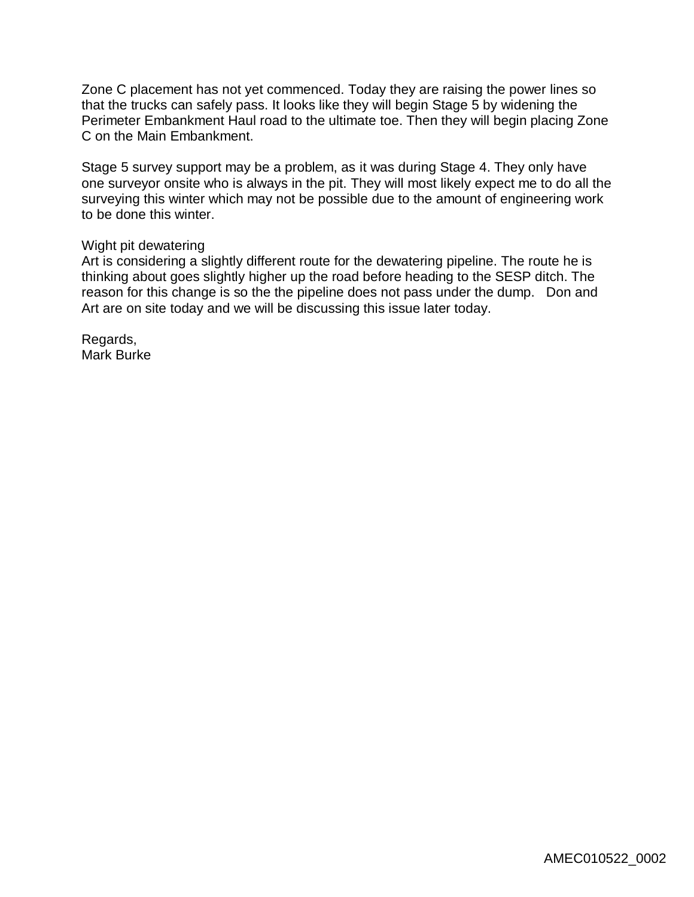Zone C placement has not yet commenced. Today they are raising the power lines so that the trucks can safely pass. It looks like they will begin Stage 5 by widening the Perimeter Embankment Haul road to the ultimate toe. Then they will begin placing Zone C on the Main Embankment.

Stage 5 survey support may be a problem, as it was during Stage 4. They only have one surveyor onsite who is always in the pit. They will most likely expect me to do all the surveying this winter which may not be possible due to the amount of engineering work to be done this winter.

Wight pit dewatering
Art is considering a slightly different route for the dewatering pipeline. The route he is thinking about goes slightly higher up the road before heading to the SESP ditch. The reason for this change is so the the pipeline does not pass under the dump. Don and Art are on site today and we will be discussing this issue later today.

Regards,
Mark Burke

AMEC010522_0002